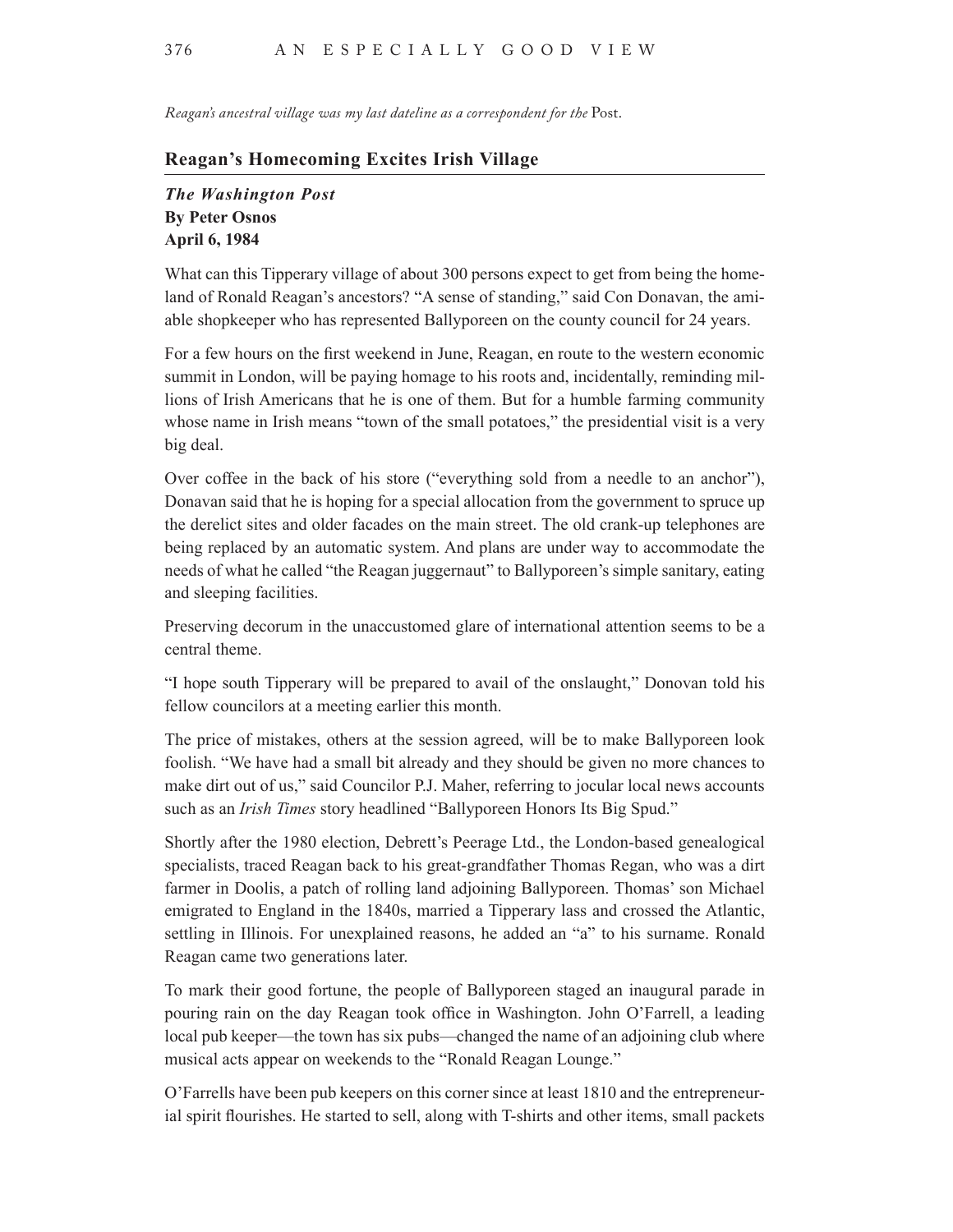*Reagan's ancestral village was my last dateline as a correspondent for the* Post.

## Reagan's Homecoming Excites Irish Village

***The Washington Post***
**By Peter Osnos**
**April 6, 1984**

What can this Tipperary village of about 300 persons expect to get from being the homeland of Ronald Reagan's ancestors? "A sense of standing," said Con Donavan, the amiable shopkeeper who has represented Ballyporeen on the county council for 24 years.

For a few hours on the first weekend in June, Reagan, en route to the western economic summit in London, will be paying homage to his roots and, incidentally, reminding millions of Irish Americans that he is one of them. But for a humble farming community whose name in Irish means "town of the small potatoes," the presidential visit is a very big deal.

Over coffee in the back of his store ("everything sold from a needle to an anchor"), Donavan said that he is hoping for a special allocation from the government to spruce up the derelict sites and older facades on the main street. The old crank-up telephones are being replaced by an automatic system. And plans are under way to accommodate the needs of what he called "the Reagan juggernaut" to Ballyporeen's simple sanitary, eating and sleeping facilities.

Preserving decorum in the unaccustomed glare of international attention seems to be a central theme.

"I hope south Tipperary will be prepared to avail of the onslaught," Donovan told his fellow councilors at a meeting earlier this month.

The price of mistakes, others at the session agreed, will be to make Ballyporeen look foolish. "We have had a small bit already and they should be given no more chances to make dirt out of us," said Councilor P.J. Maher, referring to jocular local news accounts such as an *Irish Times* story headlined "Ballyporeen Honors Its Big Spud."

Shortly after the 1980 election, Debrett's Peerage Ltd., the London-based genealogical specialists, traced Reagan back to his great-grandfather Thomas Regan, who was a dirt farmer in Doolis, a patch of rolling land adjoining Ballyporeen. Thomas' son Michael emigrated to England in the 1840s, married a Tipperary lass and crossed the Atlantic, settling in Illinois. For unexplained reasons, he added an "a" to his surname. Ronald Reagan came two generations later.

To mark their good fortune, the people of Ballyporeen staged an inaugural parade in pouring rain on the day Reagan took office in Washington. John O'Farrell, a leading local pub keeper—the town has six pubs—changed the name of an adjoining club where musical acts appear on weekends to the "Ronald Reagan Lounge."

O'Farrells have been pub keepers on this corner since at least 1810 and the entrepreneurial spirit flourishes. He started to sell, along with T-shirts and other items, small packets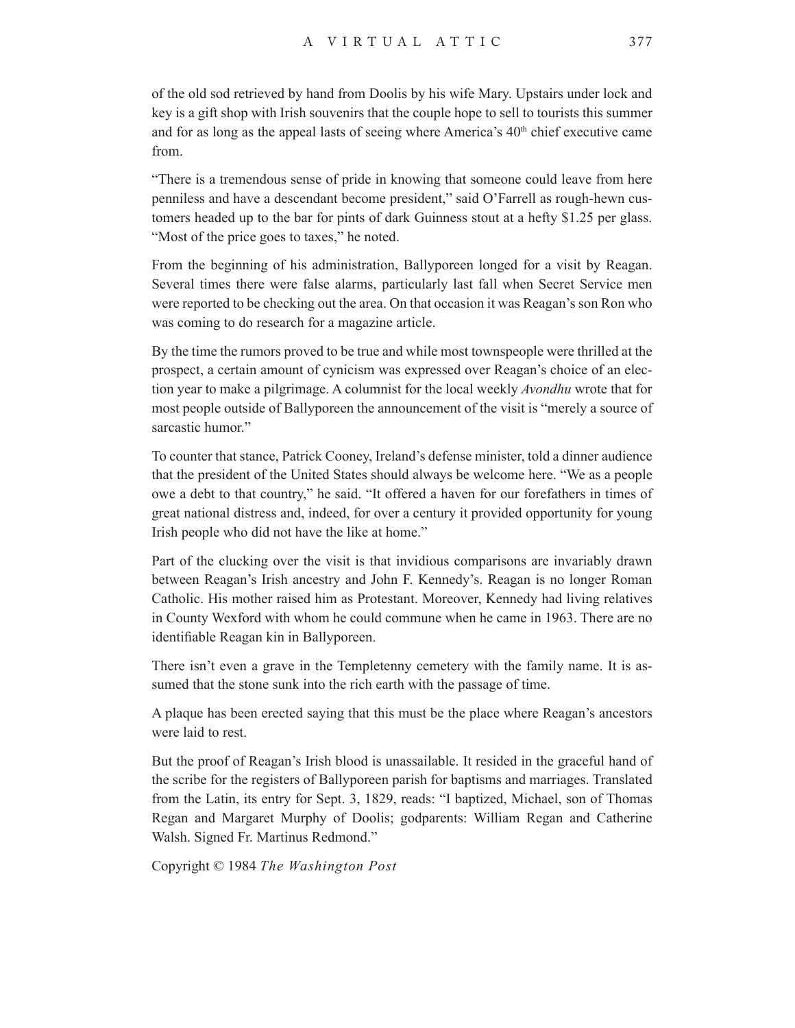of the old sod retrieved by hand from Doolis by his wife Mary. Upstairs under lock and key is a gift shop with Irish souvenirs that the couple hope to sell to tourists this summer and for as long as the appeal lasts of seeing where America's 40th chief executive came from.

"There is a tremendous sense of pride in knowing that someone could leave from here penniless and have a descendant become president," said O'Farrell as rough-hewn customers headed up to the bar for pints of dark Guinness stout at a hefty $1.25 per glass. "Most of the price goes to taxes," he noted.

From the beginning of his administration, Ballyporeen longed for a visit by Reagan. Several times there were false alarms, particularly last fall when Secret Service men were reported to be checking out the area. On that occasion it was Reagan's son Ron who was coming to do research for a magazine article.

By the time the rumors proved to be true and while most townspeople were thrilled at the prospect, a certain amount of cynicism was expressed over Reagan's choice of an election year to make a pilgrimage. A columnist for the local weekly *Avondhu* wrote that for most people outside of Ballyporeen the announcement of the visit is "merely a source of sarcastic humor."

To counter that stance, Patrick Cooney, Ireland's defense minister, told a dinner audience that the president of the United States should always be welcome here. "We as a people owe a debt to that country," he said. "It offered a haven for our forefathers in times of great national distress and, indeed, for over a century it provided opportunity for young Irish people who did not have the like at home."

Part of the clucking over the visit is that invidious comparisons are invariably drawn between Reagan's Irish ancestry and John F. Kennedy's. Reagan is no longer Roman Catholic. His mother raised him as Protestant. Moreover, Kennedy had living relatives in County Wexford with whom he could commune when he came in 1963. There are no identifiable Reagan kin in Ballyporeen.

There isn't even a grave in the Templetenny cemetery with the family name. It is assumed that the stone sunk into the rich earth with the passage of time.

A plaque has been erected saying that this must be the place where Reagan's ancestors were laid to rest.

But the proof of Reagan's Irish blood is unassailable. It resided in the graceful hand of the scribe for the registers of Ballyporeen parish for baptisms and marriages. Translated from the Latin, its entry for Sept. 3, 1829, reads: "I baptized, Michael, son of Thomas Regan and Margaret Murphy of Doolis; godparents: William Regan and Catherine Walsh. Signed Fr. Martinus Redmond."

Copyright © 1984 *The Washington Post*